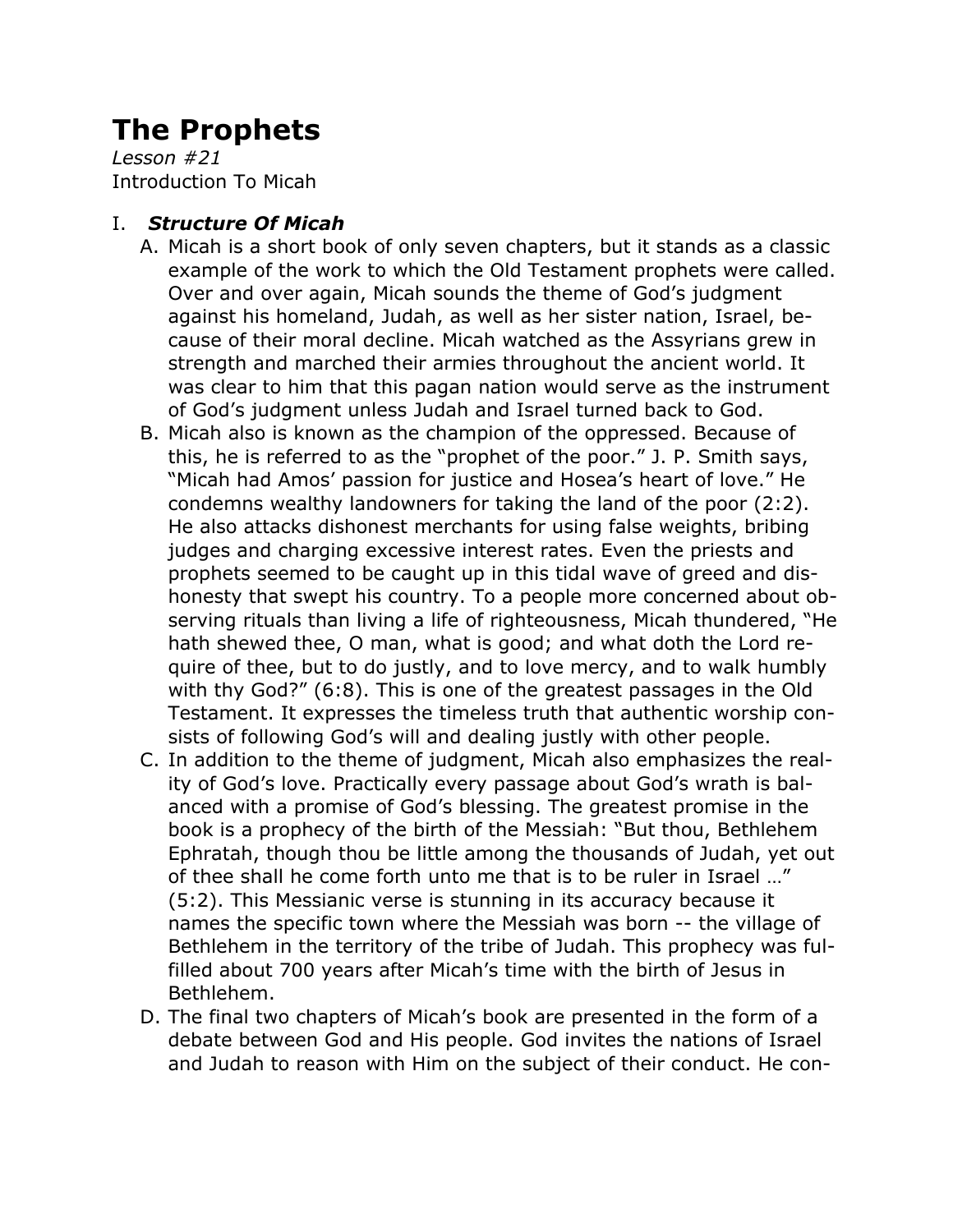# The Prophets

*Lesson #21*

Introduction To Micah

## I. *Structure Of Micah*

A. Micah is a short book of only seven chapters, but it stands as a classic example of the work to which the Old Testament prophets were called. Over and over again, Micah sounds the theme of God's judgment against his homeland, Judah, as well as her sister nation, Israel, because of their moral decline. Micah watched as the Assyrians grew in strength and marched their armies throughout the ancient world. It was clear to him that this pagan nation would serve as the instrument of God's judgment unless Judah and Israel turned back to God.

B. Micah also is known as the champion of the oppressed. Because of this, he is referred to as the "prophet of the poor." J. P. Smith says, "Micah had Amos' passion for justice and Hosea's heart of love." He condemns wealthy landowners for taking the land of the poor (2:2). He also attacks dishonest merchants for using false weights, bribing judges and charging excessive interest rates. Even the priests and prophets seemed to be caught up in this tidal wave of greed and dishonesty that swept his country. To a people more concerned about observing rituals than living a life of righteousness, Micah thundered, "He hath shewed thee, O man, what is good; and what doth the Lord require of thee, but to do justly, and to love mercy, and to walk humbly with thy God?" (6:8). This is one of the greatest passages in the Old Testament. It expresses the timeless truth that authentic worship consists of following God's will and dealing justly with other people.

C. In addition to the theme of judgment, Micah also emphasizes the reality of God's love. Practically every passage about God's wrath is balanced with a promise of God's blessing. The greatest promise in the book is a prophecy of the birth of the Messiah: "But thou, Bethlehem Ephratah, though thou be little among the thousands of Judah, yet out of thee shall he come forth unto me that is to be ruler in Israel …" (5:2). This Messianic verse is stunning in its accuracy because it names the specific town where the Messiah was born -- the village of Bethlehem in the territory of the tribe of Judah. This prophecy was fulfilled about 700 years after Micah's time with the birth of Jesus in Bethlehem.

D. The final two chapters of Micah's book are presented in the form of a debate between God and His people. God invites the nations of Israel and Judah to reason with Him on the subject of their conduct. He con-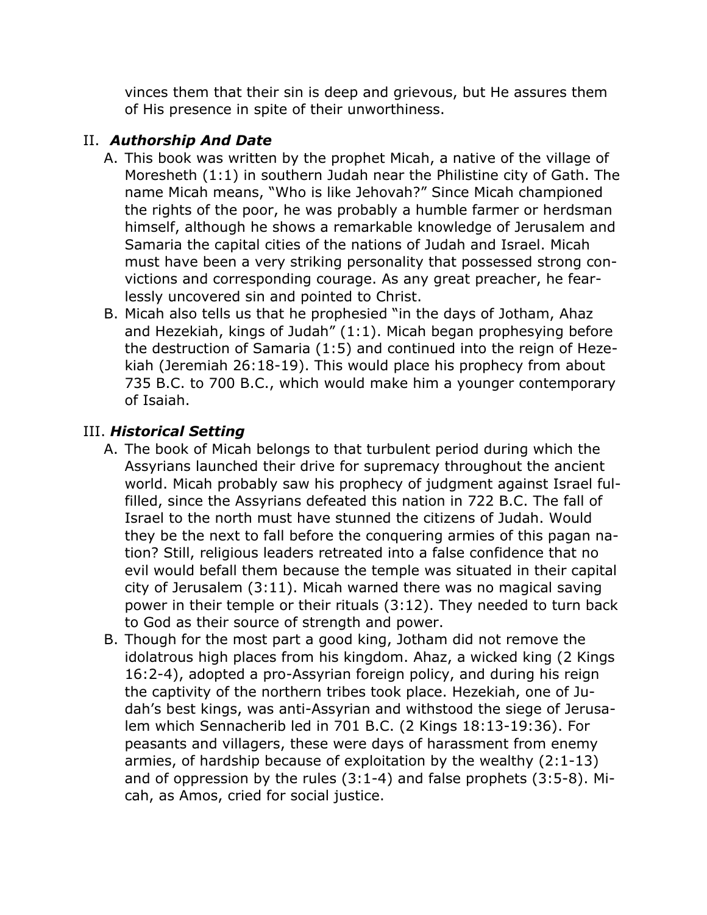vinces them that their sin is deep and grievous, but He assures them of His presence in spite of their unworthiness.

## II. *Authorship And Date*

A. This book was written by the prophet Micah, a native of the village of Moresheth (1:1) in southern Judah near the Philistine city of Gath. The name Micah means, "Who is like Jehovah?" Since Micah championed the rights of the poor, he was probably a humble farmer or herdsman himself, although he shows a remarkable knowledge of Jerusalem and Samaria the capital cities of the nations of Judah and Israel. Micah must have been a very striking personality that possessed strong convictions and corresponding courage. As any great preacher, he fearlessly uncovered sin and pointed to Christ.

B. Micah also tells us that he prophesied "in the days of Jotham, Ahaz and Hezekiah, kings of Judah" (1:1). Micah began prophesying before the destruction of Samaria (1:5) and continued into the reign of Hezekiah (Jeremiah 26:18-19). This would place his prophecy from about 735 B.C. to 700 B.C., which would make him a younger contemporary of Isaiah.

## III. *Historical Setting*

A. The book of Micah belongs to that turbulent period during which the Assyrians launched their drive for supremacy throughout the ancient world. Micah probably saw his prophecy of judgment against Israel fulfilled, since the Assyrians defeated this nation in 722 B.C. The fall of Israel to the north must have stunned the citizens of Judah. Would they be the next to fall before the conquering armies of this pagan nation? Still, religious leaders retreated into a false confidence that no evil would befall them because the temple was situated in their capital city of Jerusalem (3:11). Micah warned there was no magical saving power in their temple or their rituals (3:12). They needed to turn back to God as their source of strength and power.

B. Though for the most part a good king, Jotham did not remove the idolatrous high places from his kingdom. Ahaz, a wicked king (2 Kings 16:2-4), adopted a pro-Assyrian foreign policy, and during his reign the captivity of the northern tribes took place. Hezekiah, one of Judah's best kings, was anti-Assyrian and withstood the siege of Jerusalem which Sennacherib led in 701 B.C. (2 Kings 18:13-19:36). For peasants and villagers, these were days of harassment from enemy armies, of hardship because of exploitation by the wealthy (2:1-13) and of oppression by the rules (3:1-4) and false prophets (3:5-8). Micah, as Amos, cried for social justice.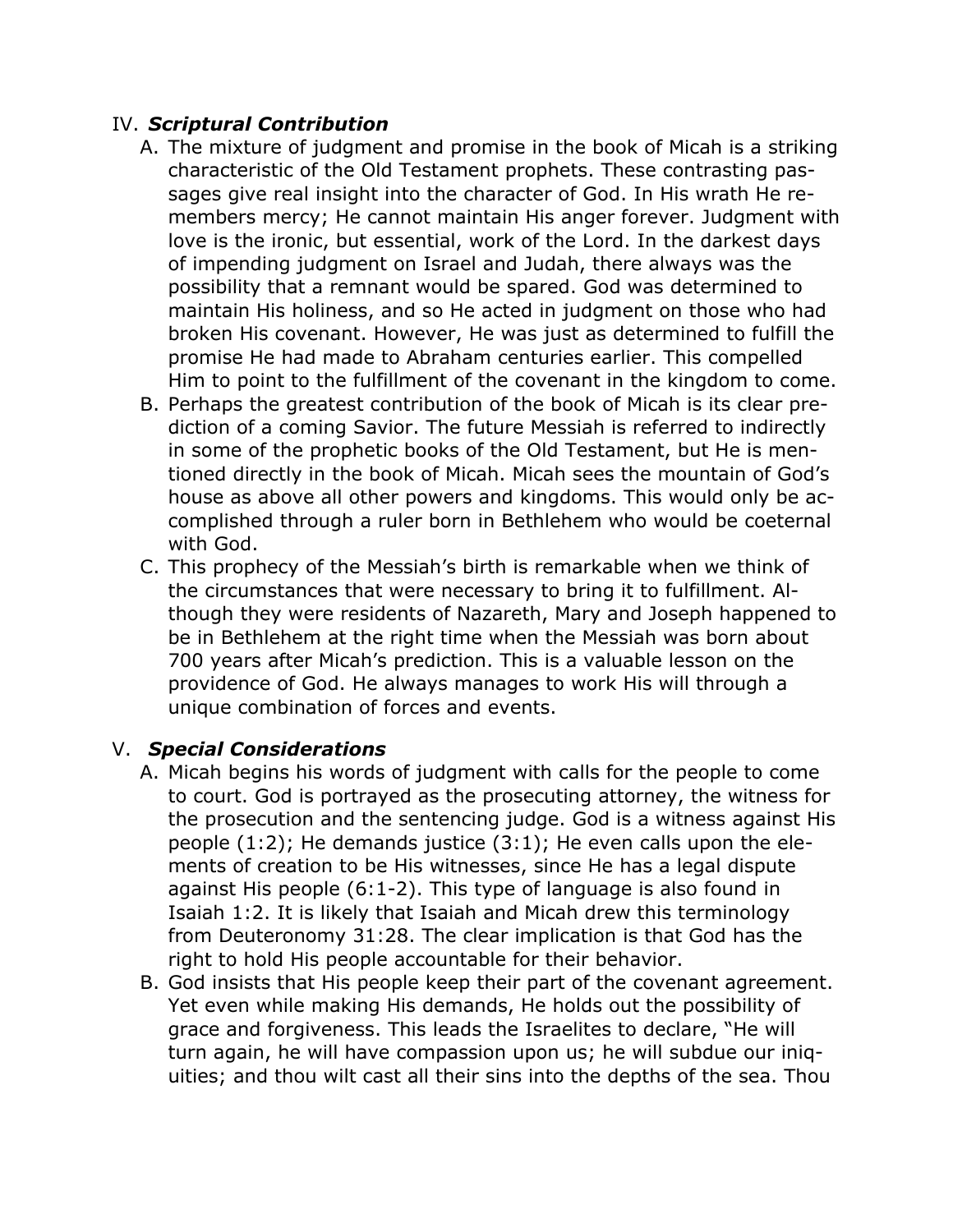IV. ***Scriptural Contribution***

A. The mixture of judgment and promise in the book of Micah is a striking characteristic of the Old Testament prophets. These contrasting passages give real insight into the character of God. In His wrath He remembers mercy; He cannot maintain His anger forever. Judgment with love is the ironic, but essential, work of the Lord. In the darkest days of impending judgment on Israel and Judah, there always was the possibility that a remnant would be spared. God was determined to maintain His holiness, and so He acted in judgment on those who had broken His covenant. However, He was just as determined to fulfill the promise He had made to Abraham centuries earlier. This compelled Him to point to the fulfillment of the covenant in the kingdom to come.

B. Perhaps the greatest contribution of the book of Micah is its clear prediction of a coming Savior. The future Messiah is referred to indirectly in some of the prophetic books of the Old Testament, but He is mentioned directly in the book of Micah. Micah sees the mountain of God's house as above all other powers and kingdoms. This would only be accomplished through a ruler born in Bethlehem who would be coeternal with God.

C. This prophecy of the Messiah's birth is remarkable when we think of the circumstances that were necessary to bring it to fulfillment. Although they were residents of Nazareth, Mary and Joseph happened to be in Bethlehem at the right time when the Messiah was born about 700 years after Micah's prediction. This is a valuable lesson on the providence of God. He always manages to work His will through a unique combination of forces and events.

V. ***Special Considerations***

A. Micah begins his words of judgment with calls for the people to come to court. God is portrayed as the prosecuting attorney, the witness for the prosecution and the sentencing judge. God is a witness against His people (1:2); He demands justice (3:1); He even calls upon the elements of creation to be His witnesses, since He has a legal dispute against His people (6:1-2). This type of language is also found in Isaiah 1:2. It is likely that Isaiah and Micah drew this terminology from Deuteronomy 31:28. The clear implication is that God has the right to hold His people accountable for their behavior.

B. God insists that His people keep their part of the covenant agreement. Yet even while making His demands, He holds out the possibility of grace and forgiveness. This leads the Israelites to declare, "He will turn again, he will have compassion upon us; he will subdue our iniquities; and thou wilt cast all their sins into the depths of the sea. Thou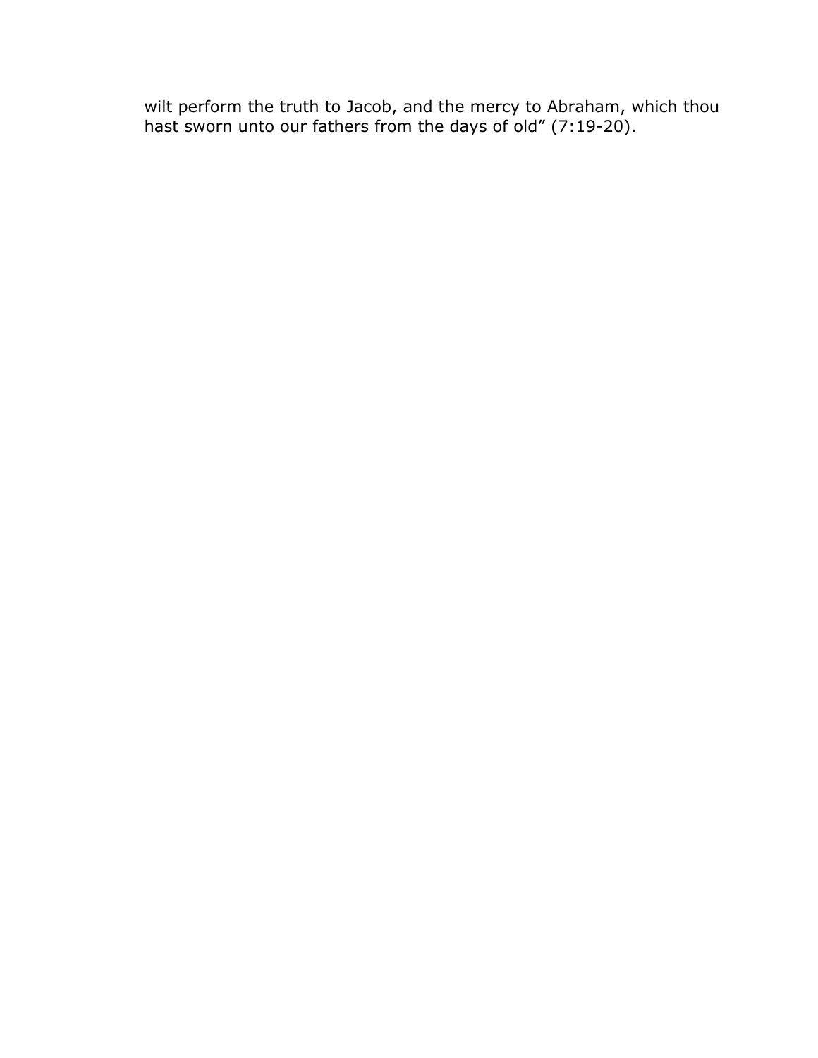wilt perform the truth to Jacob, and the mercy to Abraham, which thou hast sworn unto our fathers from the days of old" (7:19-20).